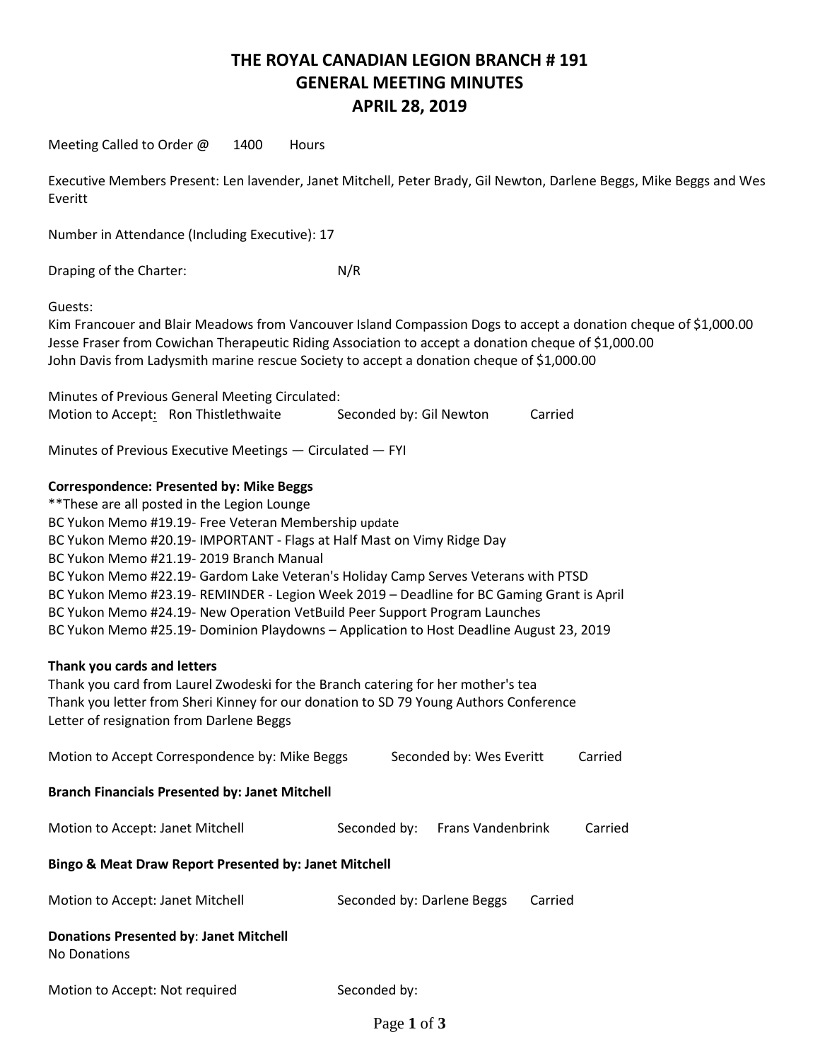# THE ROYAL CANADIAN LEGION BRANCH # 191
# GENERAL MEETING MINUTES
# APRIL 28, 2019

Meeting Called to Order @ 1400 Hours

Executive Members Present: Len lavender, Janet Mitchell, Peter Brady, Gil Newton, Darlene Beggs, Mike Beggs and Wes Everitt

Number in Attendance (Including Executive): 17

Draping of the Charter: N/R

Guests:
Kim Francouer and Blair Meadows from Vancouver Island Compassion Dogs to accept a donation cheque of $1,000.00
Jesse Fraser from Cowichan Therapeutic Riding Association to accept a donation cheque of $1,000.00
John Davis from Ladysmith marine rescue Society to accept a donation cheque of $1,000.00

Minutes of Previous General Meeting Circulated:
Motion to Accept: Ron Thistlethwaite Seconded by: Gil Newton Carried

Minutes of Previous Executive Meetings — Circulated — FYI

**Correspondence: Presented by: Mike Beggs**
**These are all posted in the Legion Lounge
BC Yukon Memo #19.19- Free Veteran Membership update
BC Yukon Memo #20.19- IMPORTANT - Flags at Half Mast on Vimy Ridge Day
BC Yukon Memo #21.19- 2019 Branch Manual
BC Yukon Memo #22.19- Gardom Lake Veteran's Holiday Camp Serves Veterans with PTSD
BC Yukon Memo #23.19- REMINDER - Legion Week 2019 – Deadline for BC Gaming Grant is April
BC Yukon Memo #24.19- New Operation VetBuild Peer Support Program Launches
BC Yukon Memo #25.19- Dominion Playdowns – Application to Host Deadline August 23, 2019

**Thank you cards and letters**
Thank you card from Laurel Zwodeski for the Branch catering for her mother's tea
Thank you letter from Sheri Kinney for our donation to SD 79 Young Authors Conference
Letter of resignation from Darlene Beggs

Motion to Accept Correspondence by: Mike Beggs Seconded by: Wes Everitt Carried

**Branch Financials Presented by: Janet Mitchell**

Motion to Accept: Janet Mitchell Seconded by: Frans Vandenbrink Carried

**Bingo & Meat Draw Report Presented by: Janet Mitchell**

Motion to Accept: Janet Mitchell Seconded by: Darlene Beggs Carried

**Donations Presented by**: **Janet Mitchell**
No Donations

Motion to Accept: Not required Seconded by: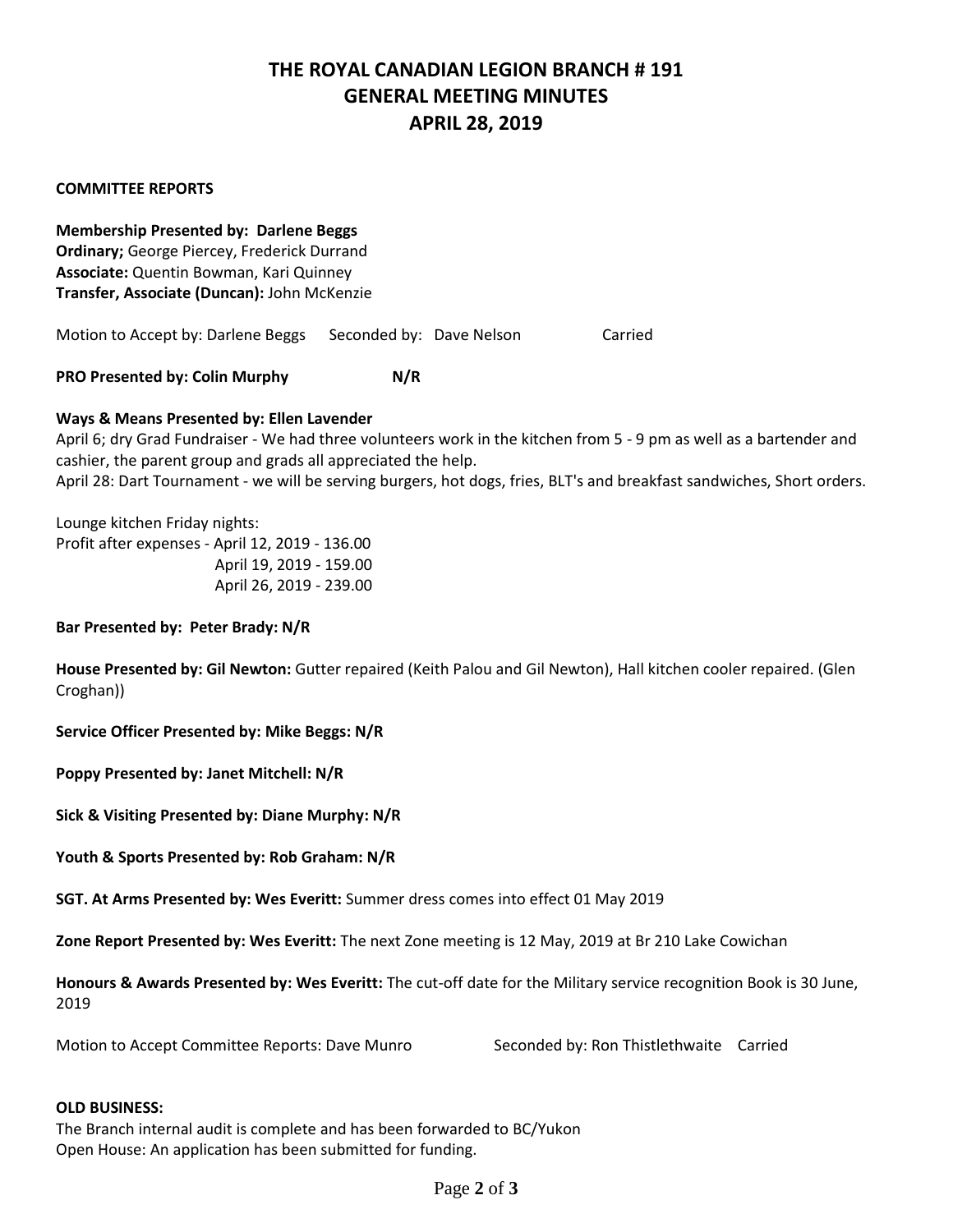# THE ROYAL CANADIAN LEGION BRANCH # 191
# GENERAL MEETING MINUTES
# APRIL 28, 2019

**COMMITTEE REPORTS**

**Membership Presented by: Darlene Beggs**
**Ordinary;** George Piercey, Frederick Durrand
**Associate:** Quentin Bowman, Kari Quinney
**Transfer, Associate (Duncan):** John McKenzie

Motion to Accept by: Darlene Beggs Seconded by: Dave Nelson Carried

**PRO Presented by: Colin Murphy N/R**

**Ways & Means Presented by: Ellen Lavender**
April 6; dry Grad Fundraiser - We had three volunteers work in the kitchen from 5 - 9 pm as well as a bartender and cashier, the parent group and grads all appreciated the help.
April 28: Dart Tournament - we will be serving burgers, hot dogs, fries, BLT's and breakfast sandwiches, Short orders.

Lounge kitchen Friday nights:
Profit after expenses - April 12, 2019 - 136.00
April 19, 2019 - 159.00
April 26, 2019 - 239.00

**Bar Presented by: Peter Brady: N/R**

**House Presented by: Gil Newton:** Gutter repaired (Keith Palou and Gil Newton), Hall kitchen cooler repaired. (Glen Croghan))

**Service Officer Presented by: Mike Beggs: N/R**

**Poppy Presented by: Janet Mitchell: N/R**

**Sick & Visiting Presented by: Diane Murphy: N/R**

**Youth & Sports Presented by: Rob Graham: N/R**

**SGT. At Arms Presented by: Wes Everitt:** Summer dress comes into effect 01 May 2019

**Zone Report Presented by: Wes Everitt:** The next Zone meeting is 12 May, 2019 at Br 210 Lake Cowichan

**Honours & Awards Presented by: Wes Everitt:** The cut-off date for the Military service recognition Book is 30 June, 2019

Motion to Accept Committee Reports: Dave Munro Seconded by: Ron Thistlethwaite Carried

**OLD BUSINESS:**
The Branch internal audit is complete and has been forwarded to BC/Yukon
Open House: An application has been submitted for funding.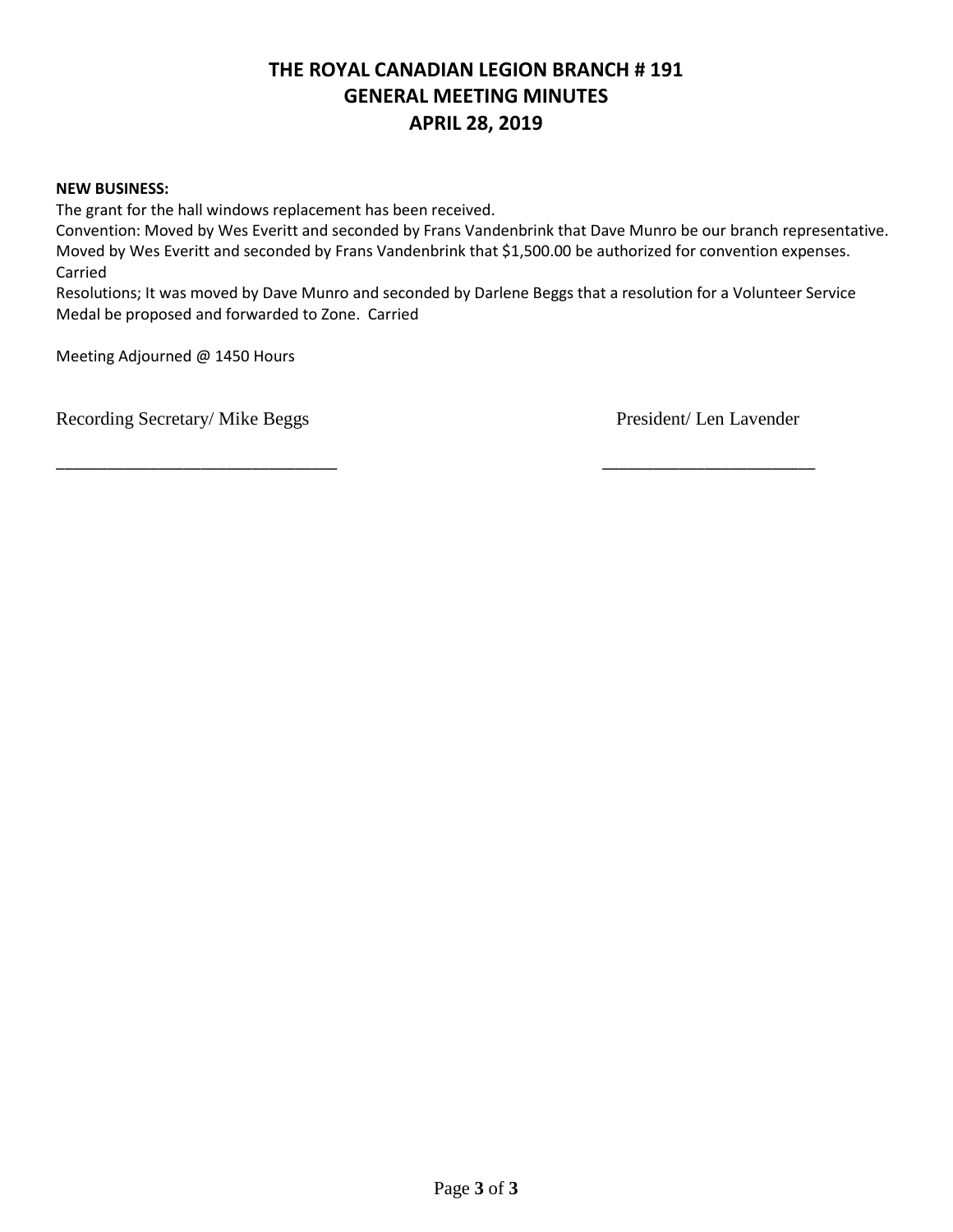# THE ROYAL CANADIAN LEGION BRANCH # 191
## GENERAL MEETING MINUTES
## APRIL 28, 2019

**NEW BUSINESS:**

The grant for the hall windows replacement has been received.

Convention: Moved by Wes Everitt and seconded by Frans Vandenbrink that Dave Munro be our branch representative. Moved by Wes Everitt and seconded by Frans Vandenbrink that $1,500.00 be authorized for convention expenses. Carried

Resolutions; It was moved by Dave Munro and seconded by Darlene Beggs that a resolution for a Volunteer Service Medal be proposed and forwarded to Zone. Carried

Meeting Adjourned @ 1450 Hours

Recording Secretary/ Mike Beggs President/ Len Lavender

_______________________________ _______________________